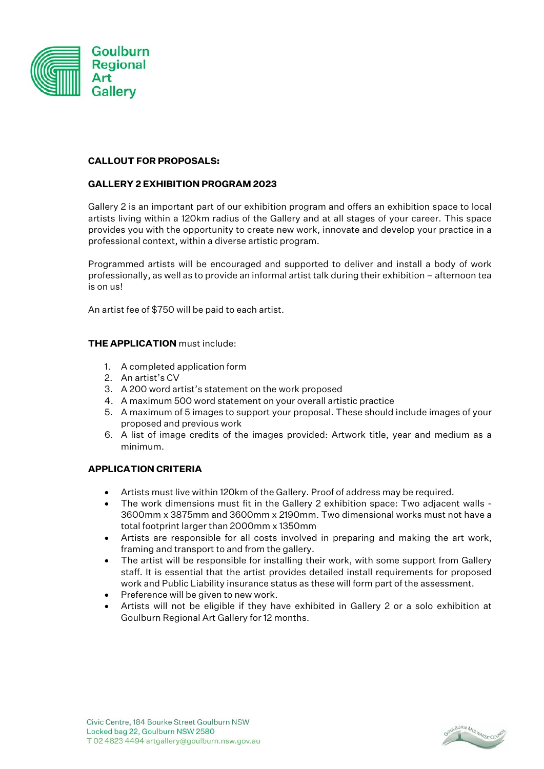Goulburn Regional Art Gallery

## CALLOUT FOR PROPOSALS:

## GALLERY 2 EXHIBITION PROGRAM 2023

Gallery 2 is an important part of our exhibition program and offers an exhibition space to local artists living within a 120km radius of the Gallery and at all stages of your career. This space provides you with the opportunity to create new work, innovate and develop your practice in a professional context, within a diverse artistic program.

Programmed artists will be encouraged and supported to deliver and install a body of work professionally, as well as to provide an informal artist talk during their exhibition – afternoon tea is on us!

An artist fee of $750 will be paid to each artist.

**THE APPLICATION** must include:

1. A completed application form
2. An artist's CV
3. A 200 word artist's statement on the work proposed
4. A maximum 500 word statement on your overall artistic practice
5. A maximum of 5 images to support your proposal. These should include images of your proposed and previous work
6. A list of image credits of the images provided: Artwork title, year and medium as a minimum.

**APPLICATION CRITERIA**

- Artists must live within 120km of the Gallery. Proof of address may be required.
- The work dimensions must fit in the Gallery 2 exhibition space: Two adjacent walls - 3600mm x 3875mm and 3600mm x 2190mm. Two dimensional works must not have a total footprint larger than 2000mm x 1350mm
- Artists are responsible for all costs involved in preparing and making the art work, framing and transport to and from the gallery.
- The artist will be responsible for installing their work, with some support from Gallery staff. It is essential that the artist provides detailed install requirements for proposed work and Public Liability insurance status as these will form part of the assessment.
- Preference will be given to new work.
- Artists will not be eligible if they have exhibited in Gallery 2 or a solo exhibition at Goulburn Regional Art Gallery for 12 months.

Civic Centre, 184 Bourke Street Goulburn NSW
Locked bag 22, Goulburn NSW 2580
T 02 4823 4494 artgallery@goulburn.nsw.gov.au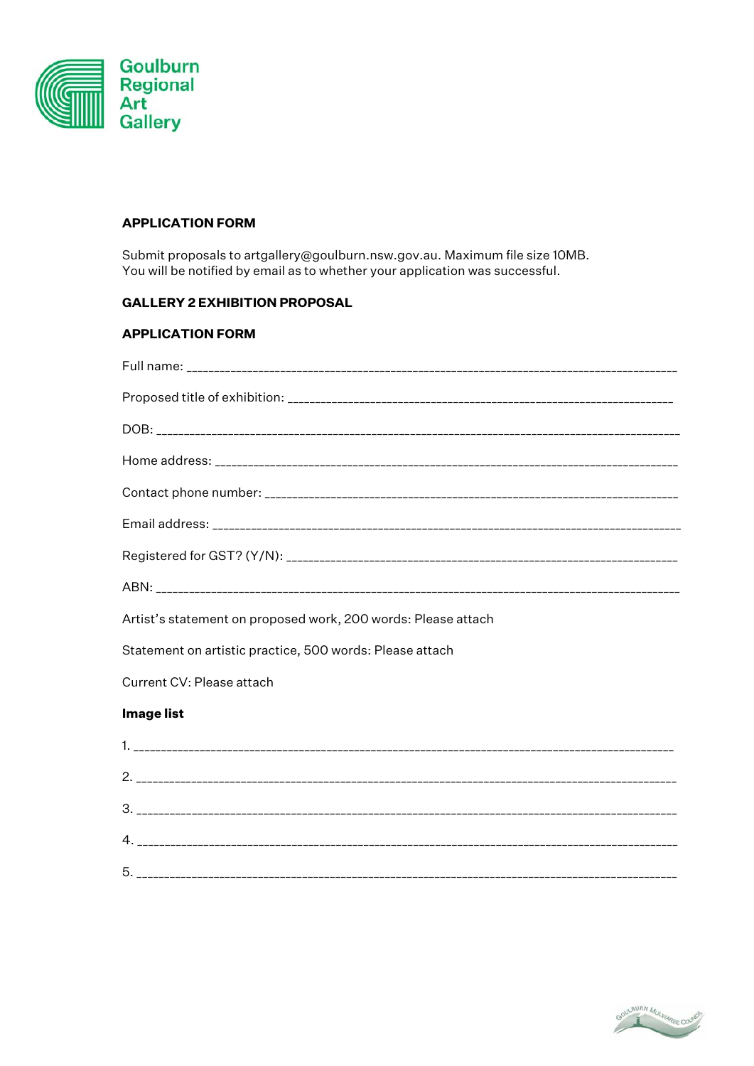Goulburn Regional Art Gallery

**APPLICATION FORM**

Submit proposals to artgallery@goulburn.nsw.gov.au. Maximum file size 10MB.
You will be notified by email as to whether your application was successful.

**GALLERY 2 EXHIBITION PROPOSAL**

**APPLICATION FORM**

Full name: ______________________________________________________________________

Proposed title of exhibition: ____________________________________________________

DOB: ___________________________________________________________________________

Home address: ___________________________________________________________________

Contact phone number: ___________________________________________________________

Email address: __________________________________________________________________

Registered for GST? (Y/N): ______________________________________________________

ABN: ___________________________________________________________________________

Artist's statement on proposed work, 200 words: Please attach

Statement on artistic practice, 500 words: Please attach

Current CV: Please attach

**Image list**

1. ______________________________________________________________________________

2. ______________________________________________________________________________

3. ______________________________________________________________________________

4. ______________________________________________________________________________

5. ______________________________________________________________________________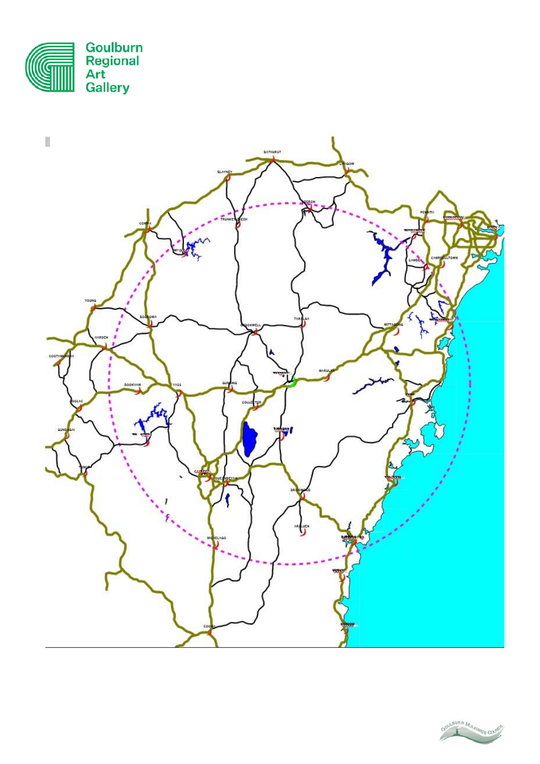BATHURST

LITHGOW

BLAYNEY

OBERON

TRUNKEY CREEK

PENRITH

COWRA

WYANGALA

CAMDEN

CAMPBELLTOWN

YOUNG

BOOROWA

CROOKWELL

TARALGA

MITTAGONG

HARDEN

COOTAMUNDRA

BOOKHAM

YASS

GUNNING

MARULAN

COLLECTOR

JUGIONG

GUNDAGAI

TUMUT

CANBERRA

QUEANBEYAN

BRAIDWOOD

ARALUEN

MICHELAGO

COOMA